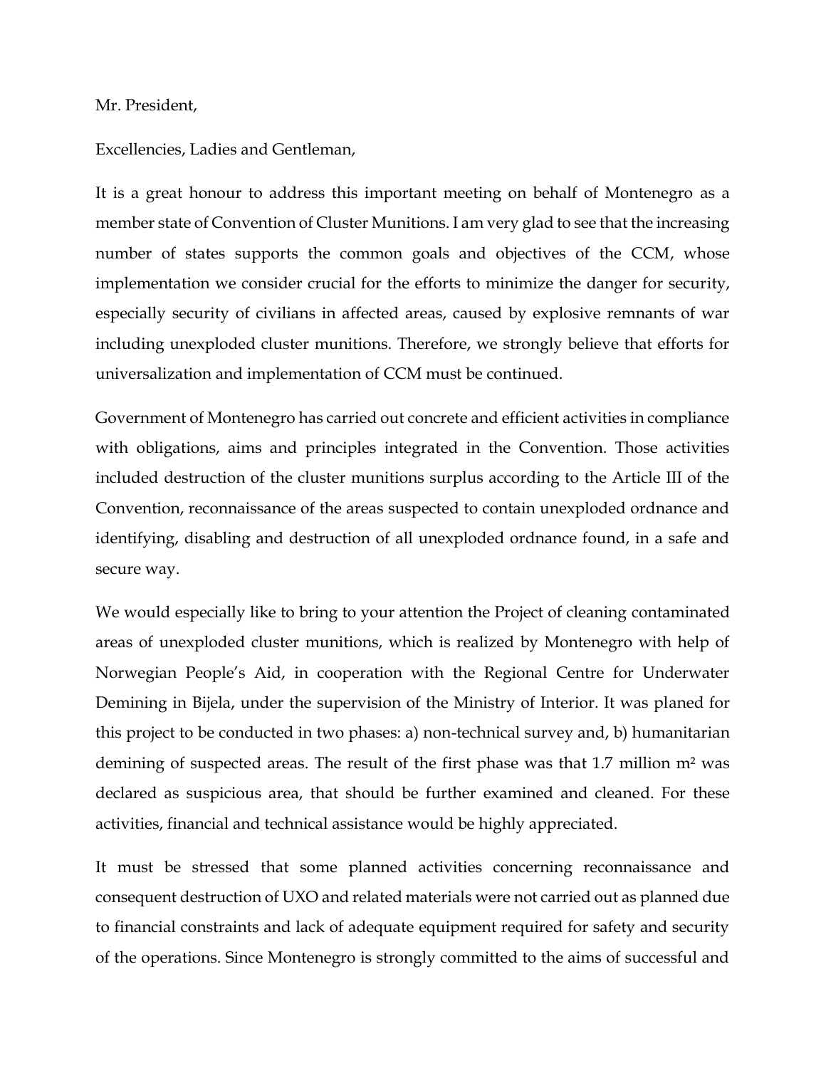Mr. President,

Excellencies, Ladies and Gentleman,

It is a great honour to address this important meeting on behalf of Montenegro as a member state of Convention of Cluster Munitions. I am very glad to see that the increasing number of states supports the common goals and objectives of the CCM, whose implementation we consider crucial for the efforts to minimize the danger for security, especially security of civilians in affected areas, caused by explosive remnants of war including unexploded cluster munitions. Therefore, we strongly believe that efforts for universalization and implementation of CCM must be continued.

Government of Montenegro has carried out concrete and efficient activities in compliance with obligations, aims and principles integrated in the Convention. Those activities included destruction of the cluster munitions surplus according to the Article III of the Convention, reconnaissance of the areas suspected to contain unexploded ordnance and identifying, disabling and destruction of all unexploded ordnance found, in a safe and secure way.

We would especially like to bring to your attention the Project of cleaning contaminated areas of unexploded cluster munitions, which is realized by Montenegro with help of Norwegian People's Aid, in cooperation with the Regional Centre for Underwater Demining in Bijela, under the supervision of the Ministry of Interior. It was planed for this project to be conducted in two phases: a) non-technical survey and, b) humanitarian demining of suspected areas. The result of the first phase was that 1.7 million m² was declared as suspicious area, that should be further examined and cleaned. For these activities, financial and technical assistance would be highly appreciated.

It must be stressed that some planned activities concerning reconnaissance and consequent destruction of UXO and related materials were not carried out as planned due to financial constraints and lack of adequate equipment required for safety and security of the operations. Since Montenegro is strongly committed to the aims of successful and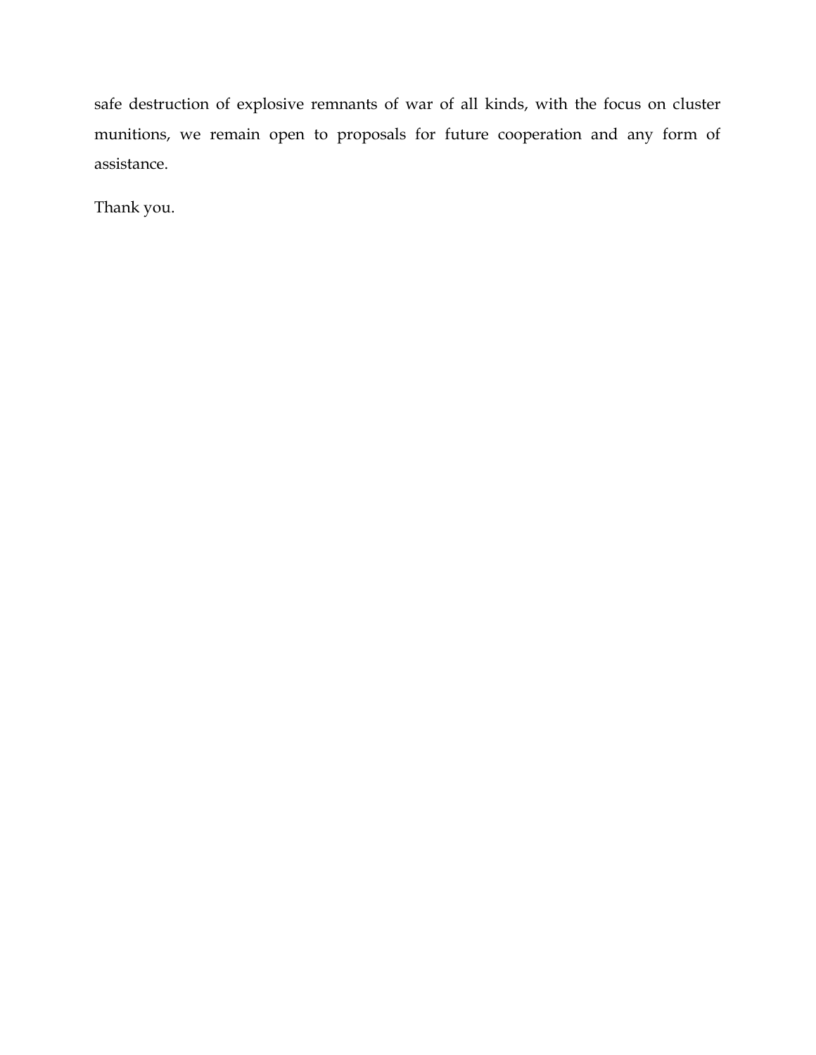safe destruction of explosive remnants of war of all kinds, with the focus on cluster munitions, we remain open to proposals for future cooperation and any form of assistance.

Thank you.